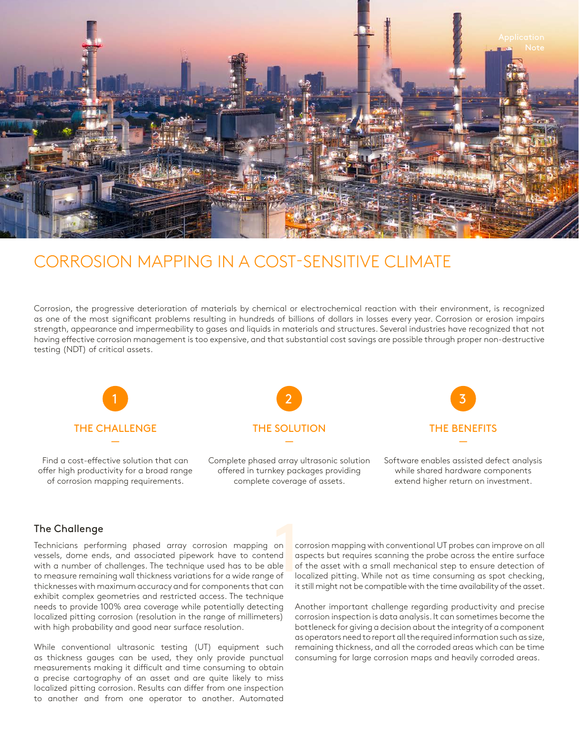Application Note

# CORROSION MAPPING IN A COST-SENSITIVE CLIMATE

Corrosion, the progressive deterioration of materials by chemical or electrochemical reaction with their environment, is recognized as one of the most significant problems resulting in hundreds of billions of dollars in losses every year. Corrosion or erosion impairs strength, appearance and impermeability to gases and liquids in materials and structures. Several industries have recognized that not having effective corrosion management is too expensive, and that substantial cost savings are possible through proper non-destructive testing (NDT) of critical assets.

**1 — THE CHALLENGE**

Find a cost-effective solution that can offer high productivity for a broad range of corrosion mapping requirements.

**2 — THE SOLUTION**

Complete phased array ultrasonic solution offered in turnkey packages providing complete coverage of assets.

**3 — THE BENEFITS**

Software enables assisted defect analysis while shared hardware components extend higher return on investment.

## The Challenge

Technicians performing phased array corrosion mapping on vessels, dome ends, and associated pipework have to contend with a number of challenges. The technique used has to be able to measure remaining wall thickness variations for a wide range of thicknesses with maximum accuracy and for components that can exhibit complex geometries and restricted access. The technique needs to provide 100% area coverage while potentially detecting localized pitting corrosion (resolution in the range of millimeters) with high probability and good near surface resolution.

While conventional ultrasonic testing (UT) equipment such as thickness gauges can be used, they only provide punctual measurements making it difficult and time consuming to obtain a precise cartography of an asset and are quite likely to miss localized pitting corrosion. Results can differ from one inspection to another and from one operator to another. Automated corrosion mapping with conventional UT probes can improve on all aspects but requires scanning the probe across the entire surface of the asset with a small mechanical step to ensure detection of localized pitting. While not as time consuming as spot checking, it still might not be compatible with the time availability of the asset.

Another important challenge regarding productivity and precise corrosion inspection is data analysis. It can sometimes become the bottleneck for giving a decision about the integrity of a component as operators need to report all the required information such as size, remaining thickness, and all the corroded areas which can be time consuming for large corrosion maps and heavily corroded areas.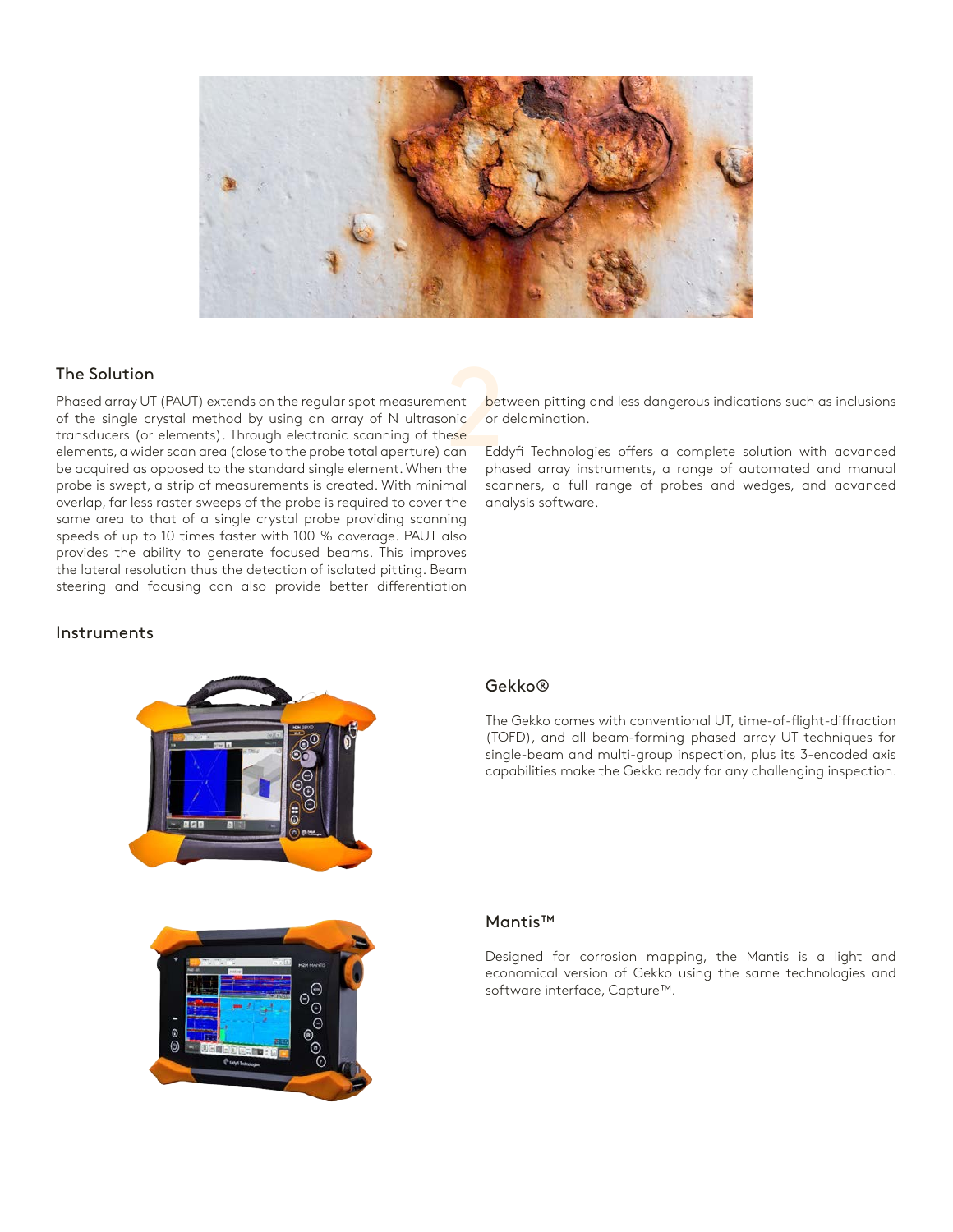## The Solution

Phased array UT (PAUT) extends on the regular spot measurement of the single crystal method by using an array of N ultrasonic transducers (or elements). Through electronic scanning of these elements, a wider scan area (close to the probe total aperture) can be acquired as opposed to the standard single element. When the probe is swept, a strip of measurements is created. With minimal overlap, far less raster sweeps of the probe is required to cover the same area to that of a single crystal probe providing scanning speeds of up to 10 times faster with 100 % coverage. PAUT also provides the ability to generate focused beams. This improves the lateral resolution thus the detection of isolated pitting. Beam steering and focusing can also provide better differentiation between pitting and less dangerous indications such as inclusions or delamination.

Eddyfi Technologies offers a complete solution with advanced phased array instruments, a range of automated and manual scanners, a full range of probes and wedges, and advanced analysis software.

## Instruments

### Gekko®

The Gekko comes with conventional UT, time-of-flight-diffraction (TOFD), and all beam-forming phased array UT techniques for single-beam and multi-group inspection, plus its 3-encoded axis capabilities make the Gekko ready for any challenging inspection.

### Mantis™

Designed for corrosion mapping, the Mantis is a light and economical version of Gekko using the same technologies and software interface, Capture™.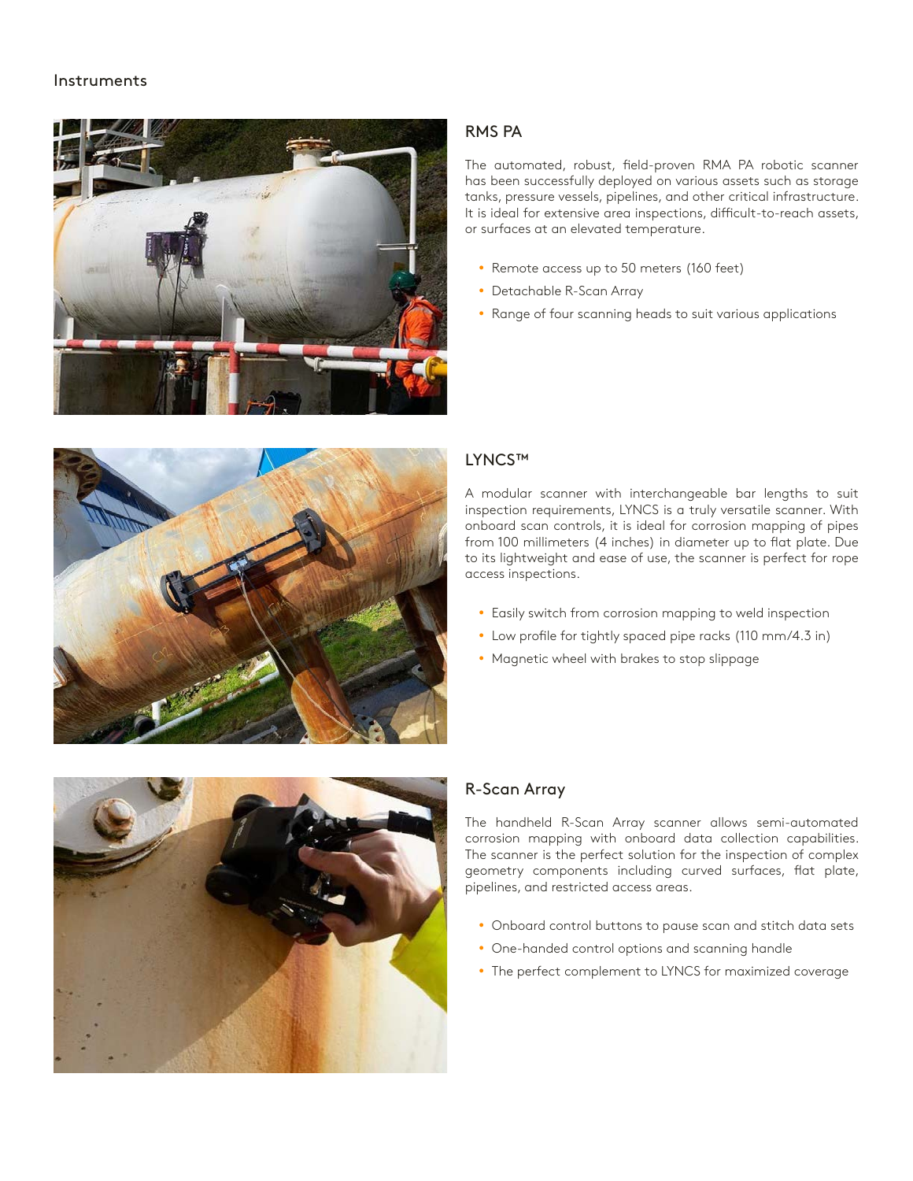Instruments

## RMS PA

The automated, robust, field-proven RMA PA robotic scanner has been successfully deployed on various assets such as storage tanks, pressure vessels, pipelines, and other critical infrastructure. It is ideal for extensive area inspections, difficult-to-reach assets, or surfaces at an elevated temperature.

- Remote access up to 50 meters (160 feet)
- Detachable R-Scan Array
- Range of four scanning heads to suit various applications

## LYNCS™

A modular scanner with interchangeable bar lengths to suit inspection requirements, LYNCS is a truly versatile scanner. With onboard scan controls, it is ideal for corrosion mapping of pipes from 100 millimeters (4 inches) in diameter up to flat plate. Due to its lightweight and ease of use, the scanner is perfect for rope access inspections.

- Easily switch from corrosion mapping to weld inspection
- Low profile for tightly spaced pipe racks (110 mm/4.3 in)
- Magnetic wheel with brakes to stop slippage

## R-Scan Array

The handheld R-Scan Array scanner allows semi-automated corrosion mapping with onboard data collection capabilities. The scanner is the perfect solution for the inspection of complex geometry components including curved surfaces, flat plate, pipelines, and restricted access areas.

- Onboard control buttons to pause scan and stitch data sets
- One-handed control options and scanning handle
- The perfect complement to LYNCS for maximized coverage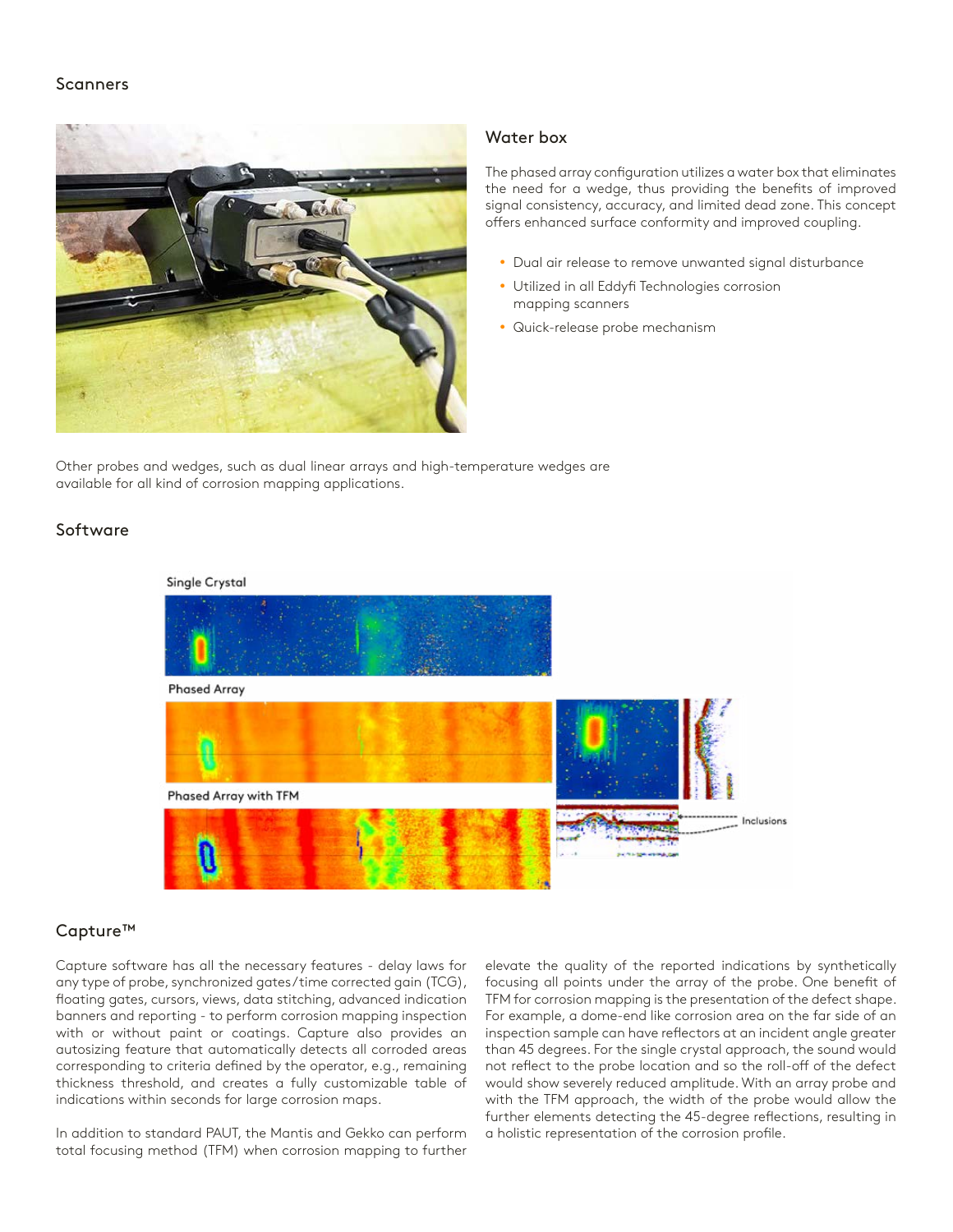## Scanners

### Water box

The phased array configuration utilizes a water box that eliminates the need for a wedge, thus providing the benefits of improved signal consistency, accuracy, and limited dead zone. This concept offers enhanced surface conformity and improved coupling.

- Dual air release to remove unwanted signal disturbance
- Utilized in all Eddyfi Technologies corrosion mapping scanners
- Quick-release probe mechanism

Other probes and wedges, such as dual linear arrays and high-temperature wedges are available for all kind of corrosion mapping applications.

## Software

Single Crystal

Phased Array

Phased Array with TFM

Inclusions

### Capture™

Capture software has all the necessary features - delay laws for any type of probe, synchronized gates/time corrected gain (TCG), floating gates, cursors, views, data stitching, advanced indication banners and reporting - to perform corrosion mapping inspection with or without paint or coatings. Capture also provides an autosizing feature that automatically detects all corroded areas corresponding to criteria defined by the operator, e.g., remaining thickness threshold, and creates a fully customizable table of indications within seconds for large corrosion maps.

In addition to standard PAUT, the Mantis and Gekko can perform total focusing method (TFM) when corrosion mapping to further elevate the quality of the reported indications by synthetically focusing all points under the array of the probe. One benefit of TFM for corrosion mapping is the presentation of the defect shape. For example, a dome-end like corrosion area on the far side of an inspection sample can have reflectors at an incident angle greater than 45 degrees. For the single crystal approach, the sound would not reflect to the probe location and so the roll-off of the defect would show severely reduced amplitude. With an array probe and with the TFM approach, the width of the probe would allow the further elements detecting the 45-degree reflections, resulting in a holistic representation of the corrosion profile.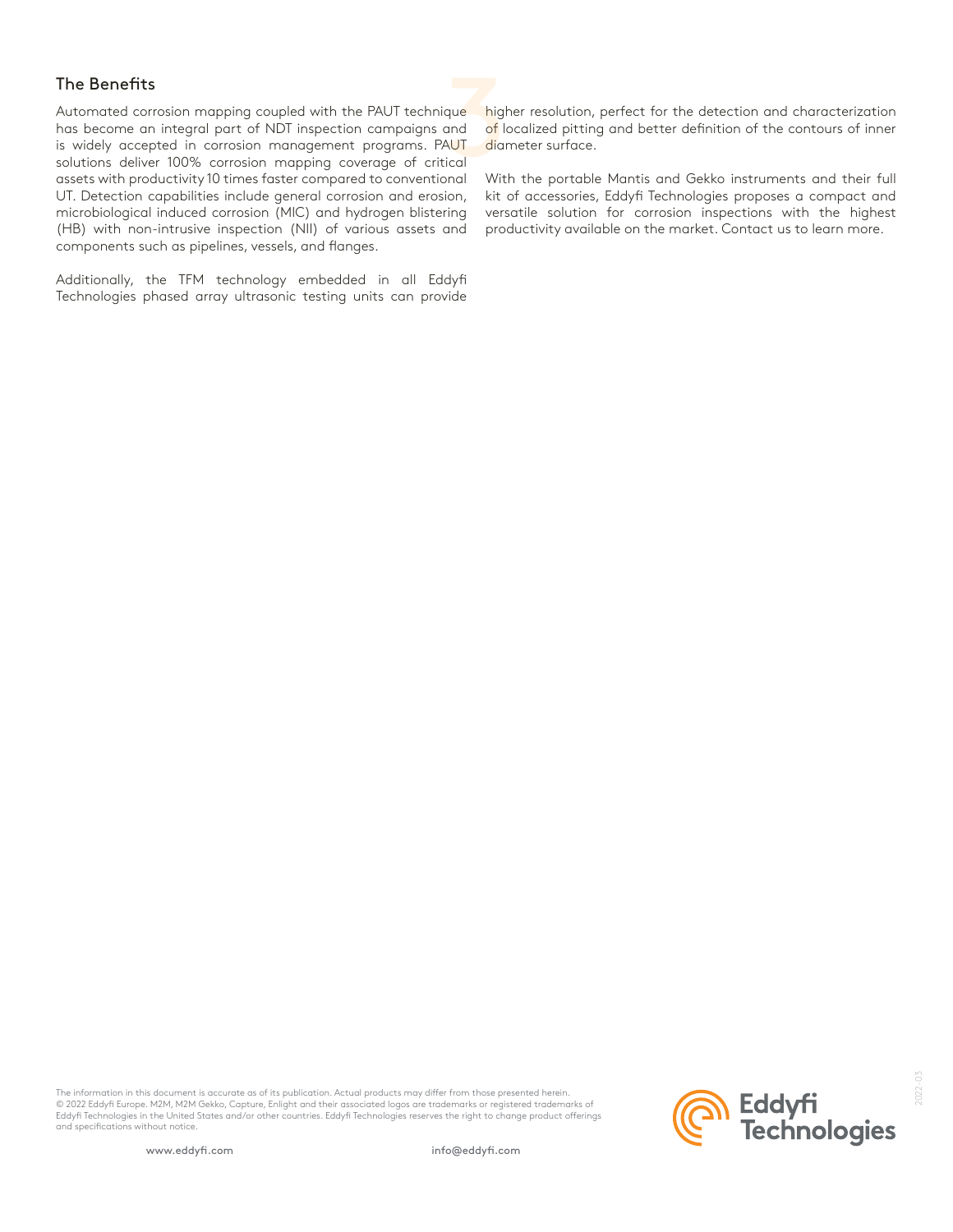## The Benefits

Automated corrosion mapping coupled with the PAUT technique has become an integral part of NDT inspection campaigns and is widely accepted in corrosion management programs. PAUT solutions deliver 100% corrosion mapping coverage of critical assets with productivity 10 times faster compared to conventional UT. Detection capabilities include general corrosion and erosion, microbiological induced corrosion (MIC) and hydrogen blistering (HB) with non-intrusive inspection (NII) of various assets and components such as pipelines, vessels, and flanges.

Additionally, the TFM technology embedded in all Eddyfi Technologies phased array ultrasonic testing units can provide higher resolution, perfect for the detection and characterization of localized pitting and better definition of the contours of inner diameter surface.

With the portable Mantis and Gekko instruments and their full kit of accessories, Eddyfi Technologies proposes a compact and versatile solution for corrosion inspections with the highest productivity available on the market. Contact us to learn more.

The information in this document is accurate as of its publication. Actual products may differ from those presented herein.
© 2022 Eddyfi Europe. M2M, M2M Gekko, Capture, Enlight and their associated logos are trademarks or registered trademarks of Eddyfi Technologies in the United States and/or other countries. Eddyfi Technologies reserves the right to change product offerings and specifications without notice.

www.eddyfi.com info@eddyfi.com

Eddyfi Technologies

2022-03